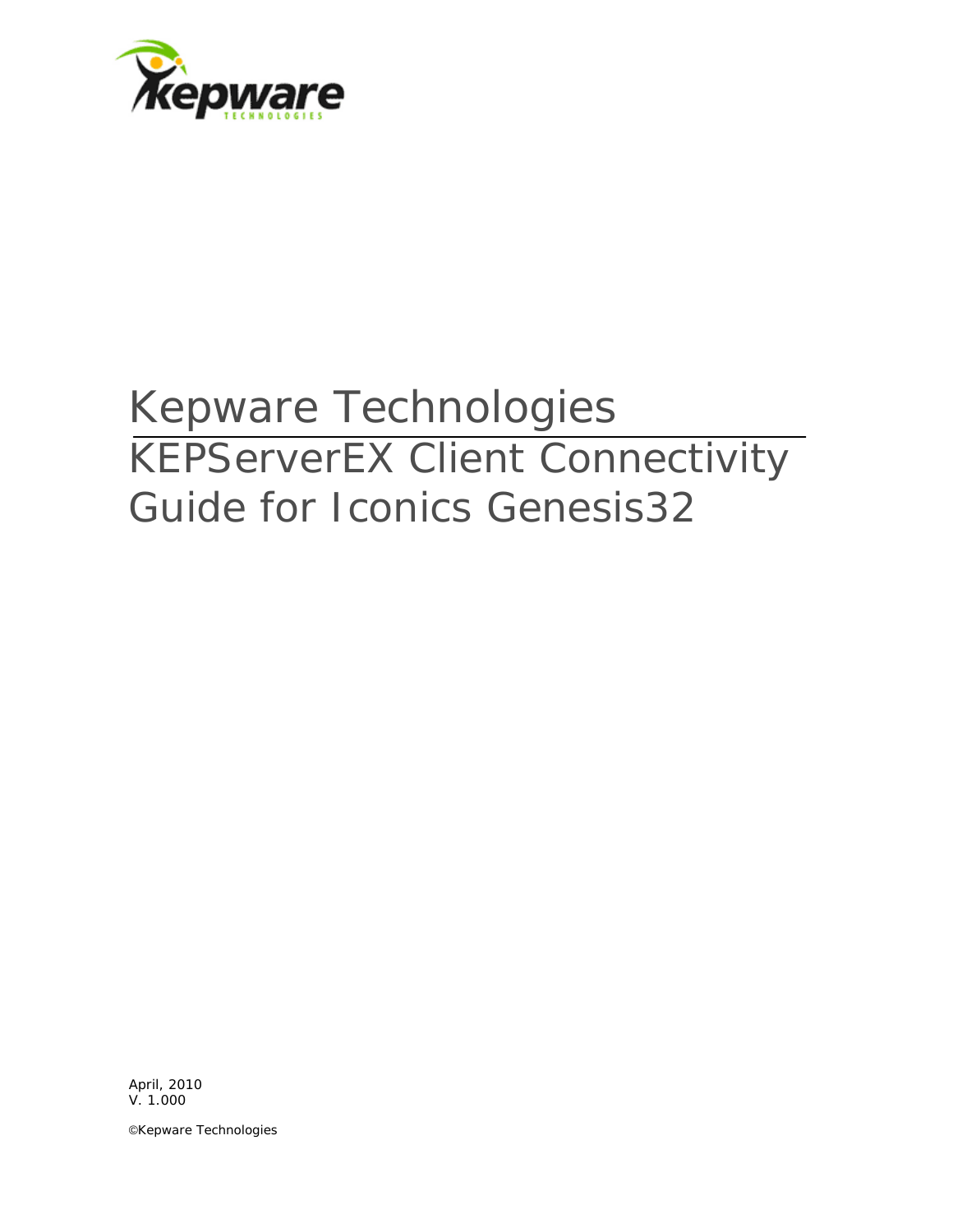# Kepware Technologies

## KEPServerEX Client Connectivity Guide for Iconics Genesis32

April, 2010
V. 1.000

©Kepware Technologies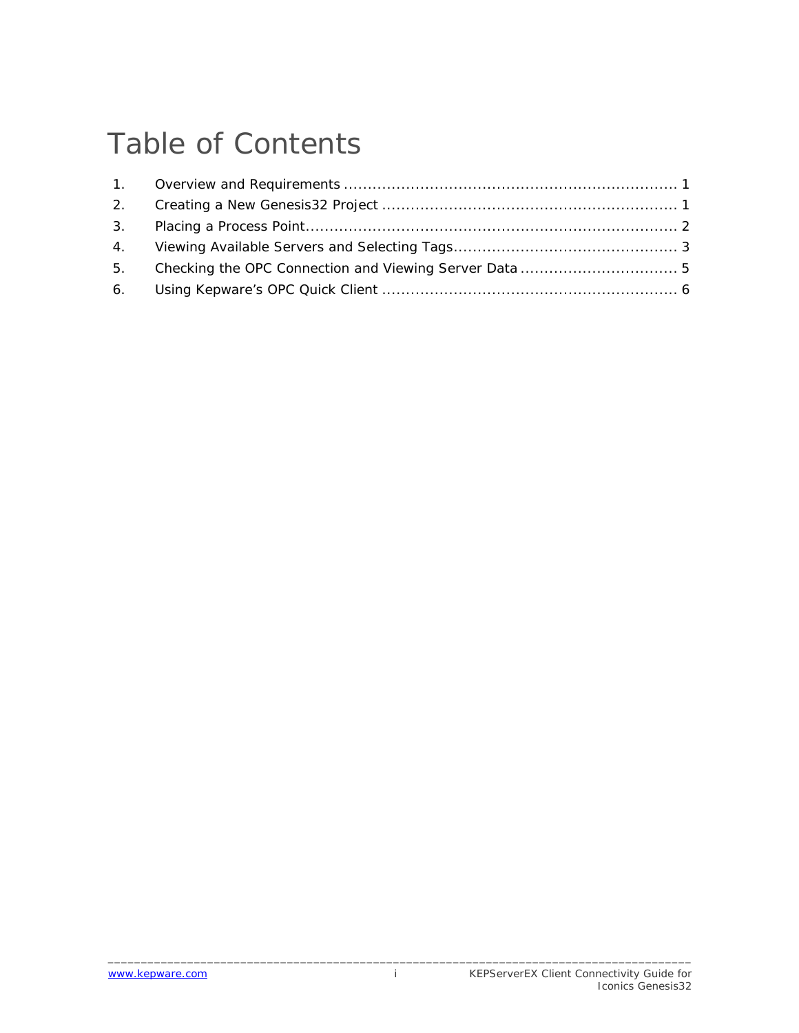# Table of Contents

1. Overview and Requirements ..................................................................... 1
2. Creating a New Genesis32 Project ............................................................ 1
3. Placing a Process Point............................................................................ 2
4. Viewing Available Servers and Selecting Tags............................................. 3
5. Checking the OPC Connection and Viewing Server Data ................................ 5
6. Using Kepware's OPC Quick Client ............................................................. 6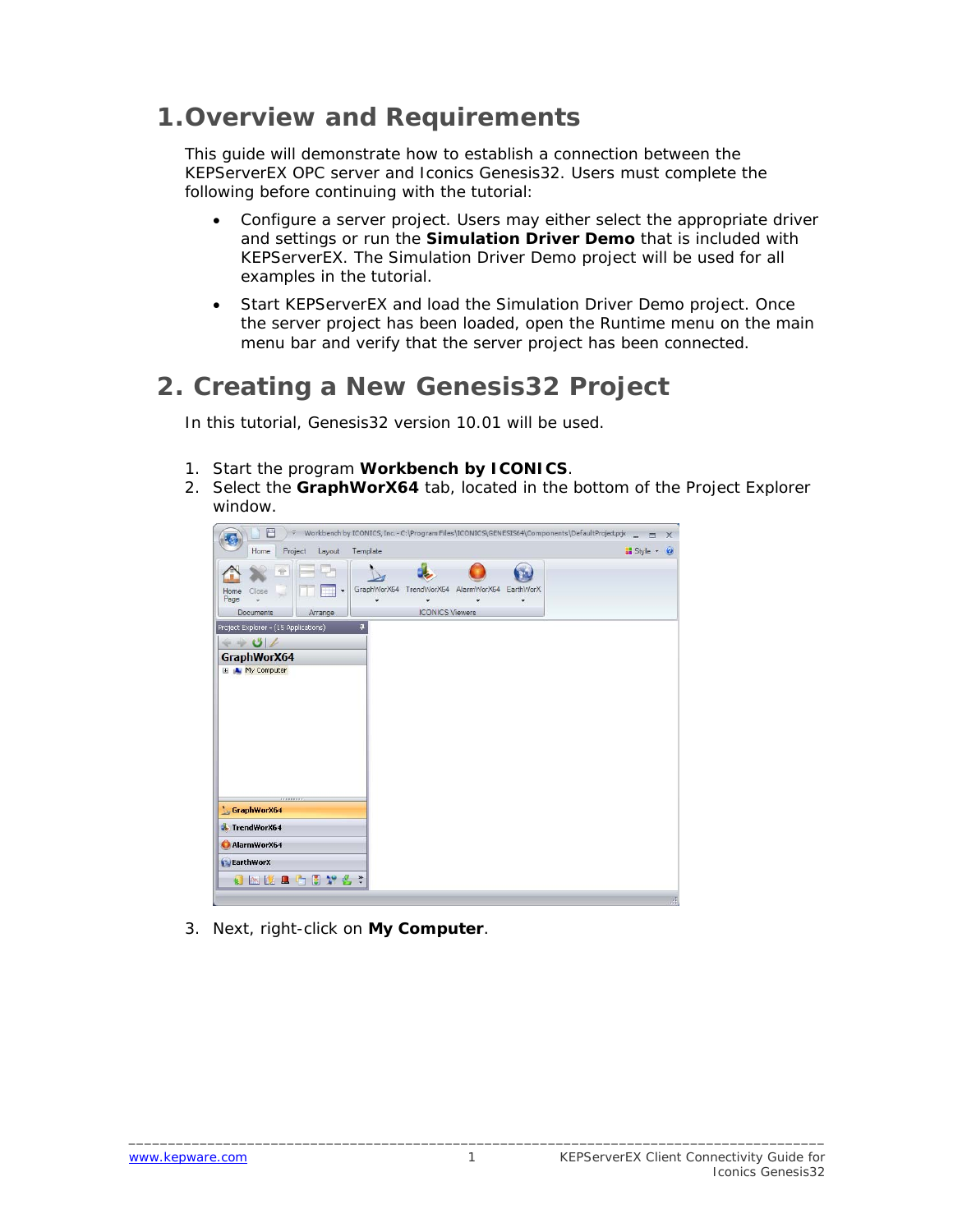# 1. Overview and Requirements

This guide will demonstrate how to establish a connection between the KEPServerEX OPC server and Iconics Genesis32. Users must complete the following before continuing with the tutorial:

- Configure a server project. Users may either select the appropriate driver and settings or run the **Simulation Driver Demo** that is included with KEPServerEX. The Simulation Driver Demo project will be used for all examples in the tutorial.
- Start KEPServerEX and load the Simulation Driver Demo project. Once the server project has been loaded, open the Runtime menu on the main menu bar and verify that the server project has been connected.

# 2. Creating a New Genesis32 Project

In this tutorial, Genesis32 version 10.01 will be used.

1. Start the program **Workbench by ICONICS**.
2. Select the **GraphWorX64** tab, located in the bottom of the Project Explorer window.
3. Next, right-click on **My Computer**.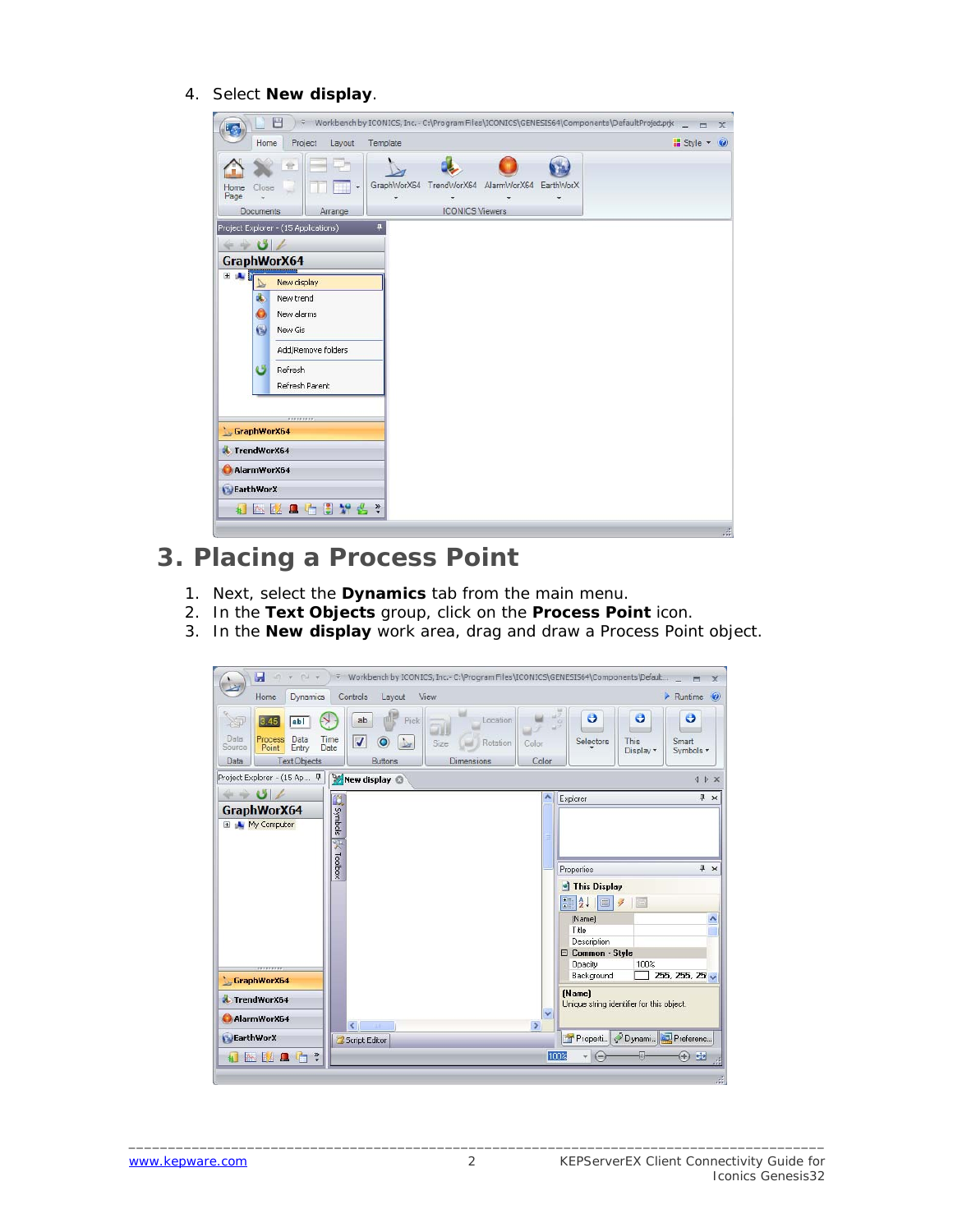4. Select **New display**.

## 3. Placing a Process Point

1. Next, select the **Dynamics** tab from the main menu.
2. In the **Text Objects** group, click on the **Process Point** icon.
3. In the **New display** work area, drag and draw a Process Point object.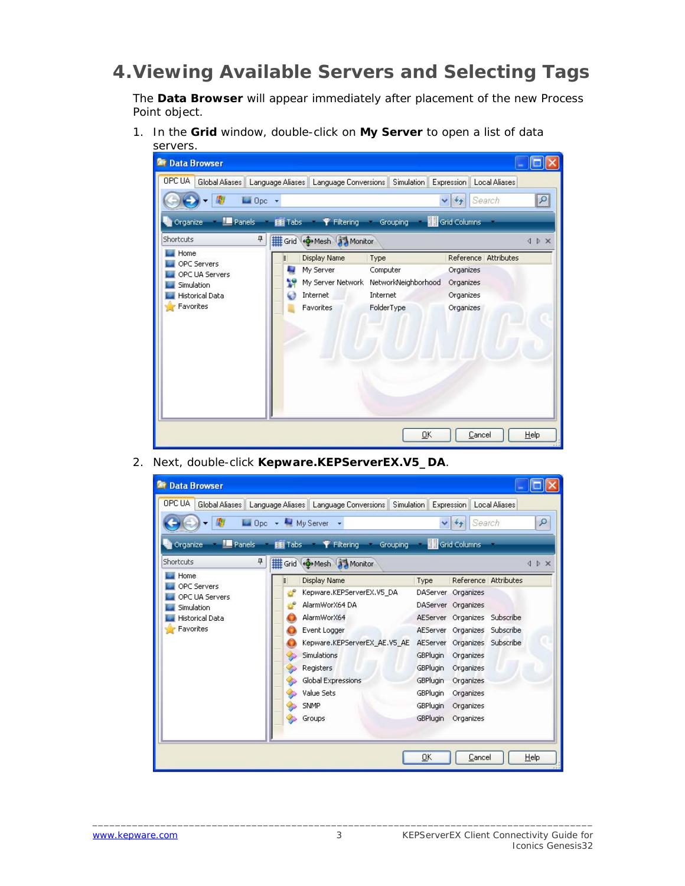# 4. Viewing Available Servers and Selecting Tags

The **Data Browser** will appear immediately after placement of the new Process Point object.

1. In the **Grid** window, double-click on **My Server** to open a list of data servers.

2. Next, double-click **Kepware.KEPServerEX.V5_DA**.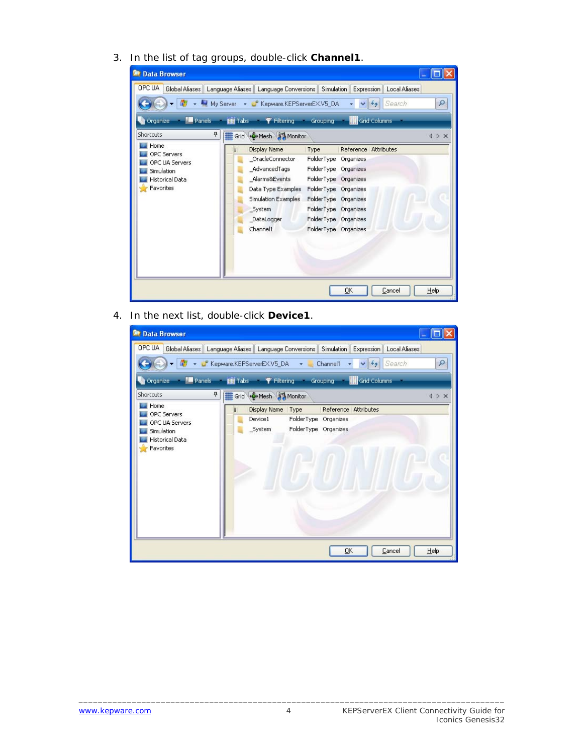3. In the list of tag groups, double-click **Channel1**.

4. In the next list, double-click **Device1**.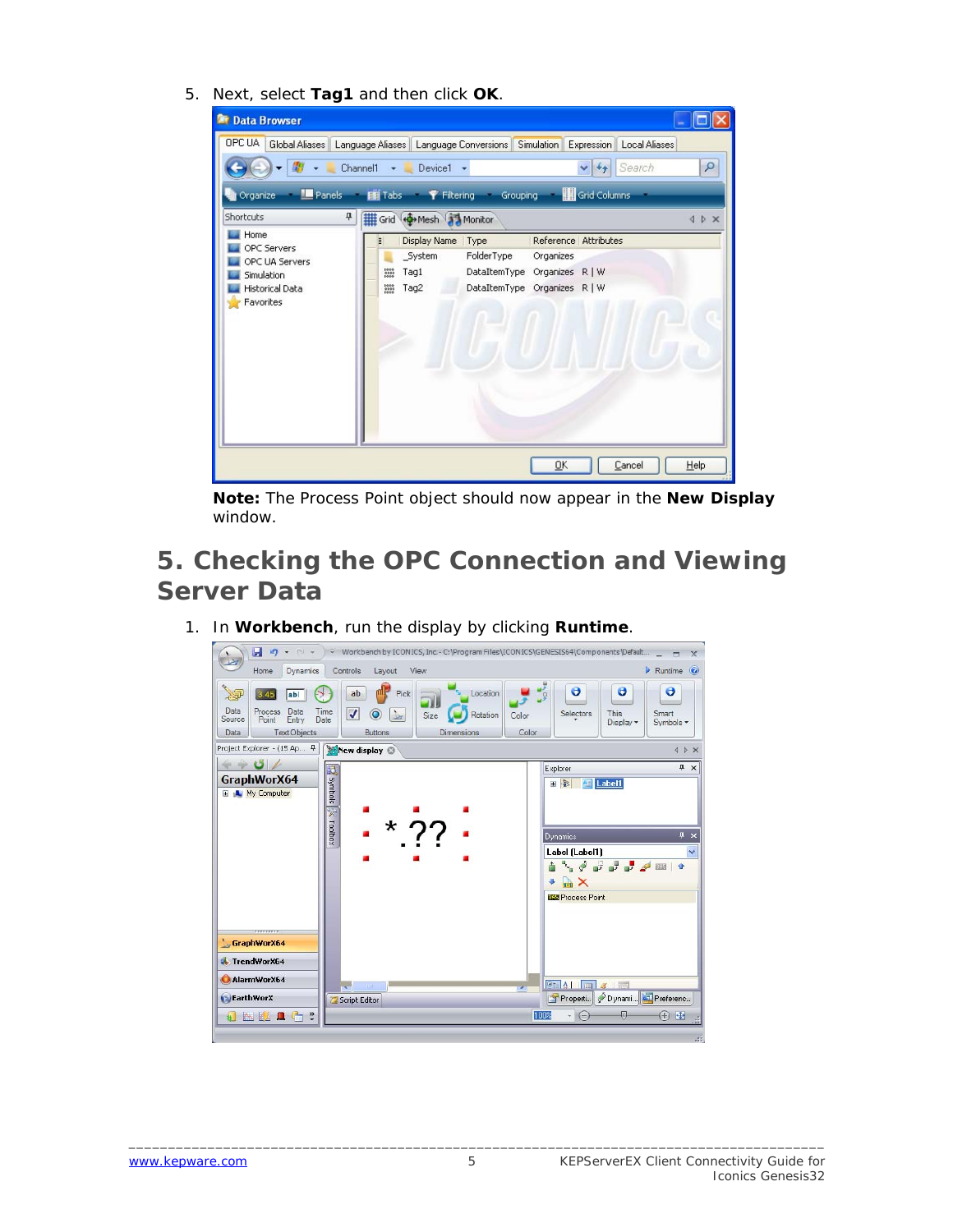5. Next, select **Tag1** and then click **OK**.

**Note:** The Process Point object should now appear in the **New Display** window.

## 5. Checking the OPC Connection and Viewing Server Data

1. In **Workbench**, run the display by clicking **Runtime**.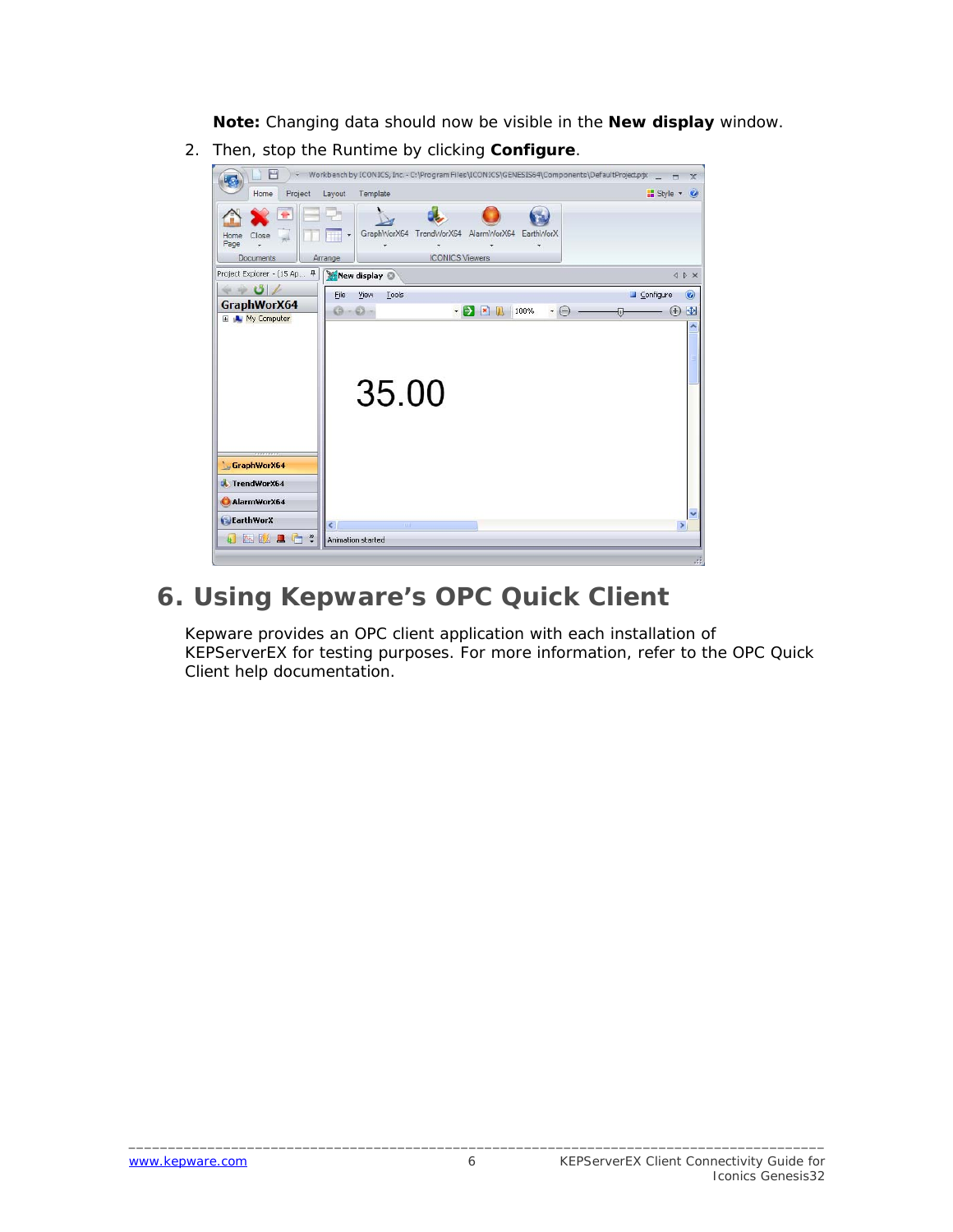**Note:** Changing data should now be visible in the **New display** window.

2. Then, stop the Runtime by clicking **Configure**.

# 6. Using Kepware's OPC Quick Client

Kepware provides an OPC client application with each installation of KEPServerEX for testing purposes. For more information, refer to the OPC Quick Client help documentation.